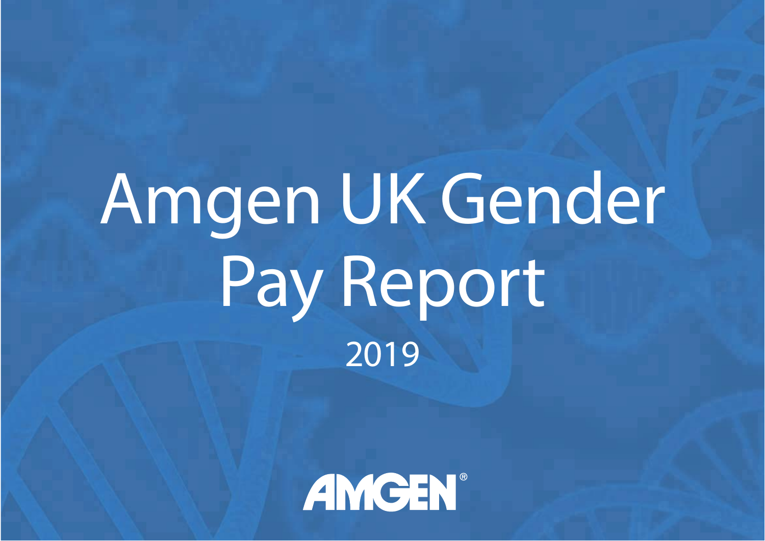# Amgen UK Gender Pay Report

2019

AMGEN®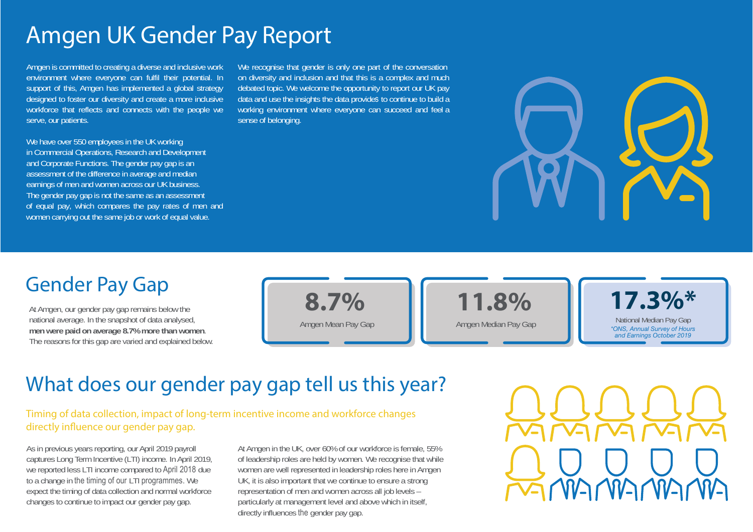# Amgen UK Gender Pay Report

Amgen is committed to creating a diverse and inclusive work environment where everyone can fulfil their potential. In support of this, Amgen has implemented a global strategy designed to foster our diversity and create a more inclusive workforce that reflects and connects with the people we serve, our patients.

We have over 550 employees in the UK working in Commercial Operations, Research and Development and Corporate Functions. The gender pay gap is an assessment of the difference in average and median earnings of men and women across our UK business. The gender pay gap is not the same as an assessment of equal pay, which compares the pay rates of men and women carrying out the same job or work of equal value.

We recognise that gender is only one part of the conversation on diversity and inclusion and that this is a complex and much debated topic. We welcome the opportunity to report our UK pay data and use the insights the data provides to continue to build a working environment where everyone can succeed and feel a sense of belonging.

## Gender Pay Gap

At Amgen, our gender pay gap remains below the national average. In the snapshot of data analysed, **men were paid on average 8.7% more than women**. The reasons for this gap are varied and explained below.

**8.7%**
Amgen Mean Pay Gap

**11.8%**
Amgen Median Pay Gap

**17.3%***
National Median Pay Gap
*\*ONS, Annual Survey of Hours and Earnings October 2019*

## What does our gender pay gap tell us this year?

Timing of data collection, impact of long-term incentive income and workforce changes directly influence our gender pay gap.

As in previous years reporting, our April 2019 payroll captures Long Term Incentive (LTI) income. In April 2019, we reported less LTI income compared to April 2018 due to a change in the timing of our LTI programmes. We expect the timing of data collection and normal workforce changes to continue to impact our gender pay gap.

At Amgen in the UK, over 60% of our workforce is female, 55% of leadership roles are held by women. We recognise that while women are well represented in leadership roles here in Amgen UK, it is also important that we continue to ensure a strong representation of men and women across all job levels – particularly at management level and above which in itself, directly influences the gender pay gap.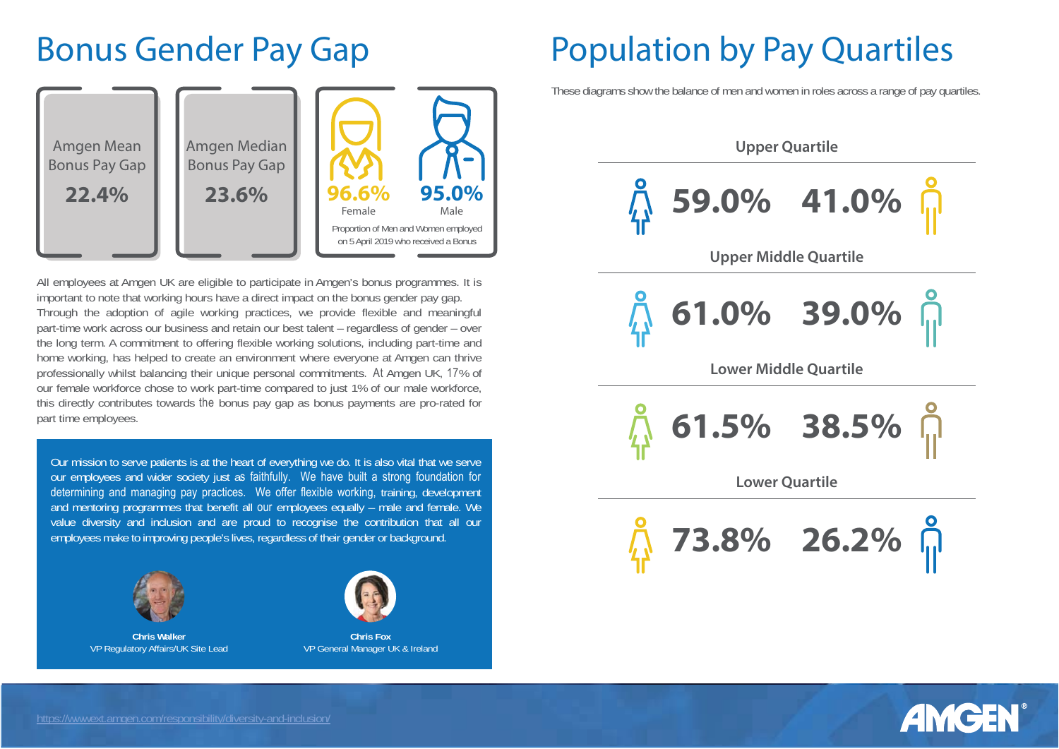# Bonus Gender Pay Gap

Amgen Mean Bonus Pay Gap

**22.4%**

Amgen Median Bonus Pay Gap

**23.6%**

**96.6%**
Female

**95.0%**
Male

Proportion of Men and Women employed on 5 April 2019 who received a Bonus

All employees at Amgen UK are eligible to participate in Amgen's bonus programmes. It is important to note that working hours have a direct impact on the bonus gender pay gap. Through the adoption of agile working practices, we provide flexible and meaningful part-time work across our business and retain our best talent – regardless of gender – over the long term. A commitment to offering flexible working solutions, including part-time and home working, has helped to create an environment where everyone at Amgen can thrive professionally whilst balancing their unique personal commitments. At Amgen UK, 17% of our female workforce chose to work part-time compared to just 1% of our male workforce, this directly contributes towards the bonus pay gap as bonus payments are pro-rated for part time employees.

Our mission to serve patients is at the heart of everything we do. It is also vital that we serve our employees and wider society just as faithfully. We have built a strong foundation for determining and managing pay practices. We offer flexible working, training, development and mentoring programmes that benefit all our employees equally – male and female. We value diversity and inclusion and are proud to recognise the contribution that all our employees make to improving people's lives, regardless of their gender or background.

**Chris Walker**
VP Regulatory Affairs/UK Site Lead

**Chris Fox**
VP General Manager UK & Ireland

# Population by Pay Quartiles

These diagrams show the balance of men and women in roles across a range of pay quartiles.

**Upper Quartile**

59.0% 41.0%

**Upper Middle Quartile**

61.0% 39.0%

**Lower Middle Quartile**

61.5% 38.5%

**Lower Quartile**

73.8% 26.2%

https://wwwext.amgen.com/responsibility/diversity-and-inclusion/

AMGEN®